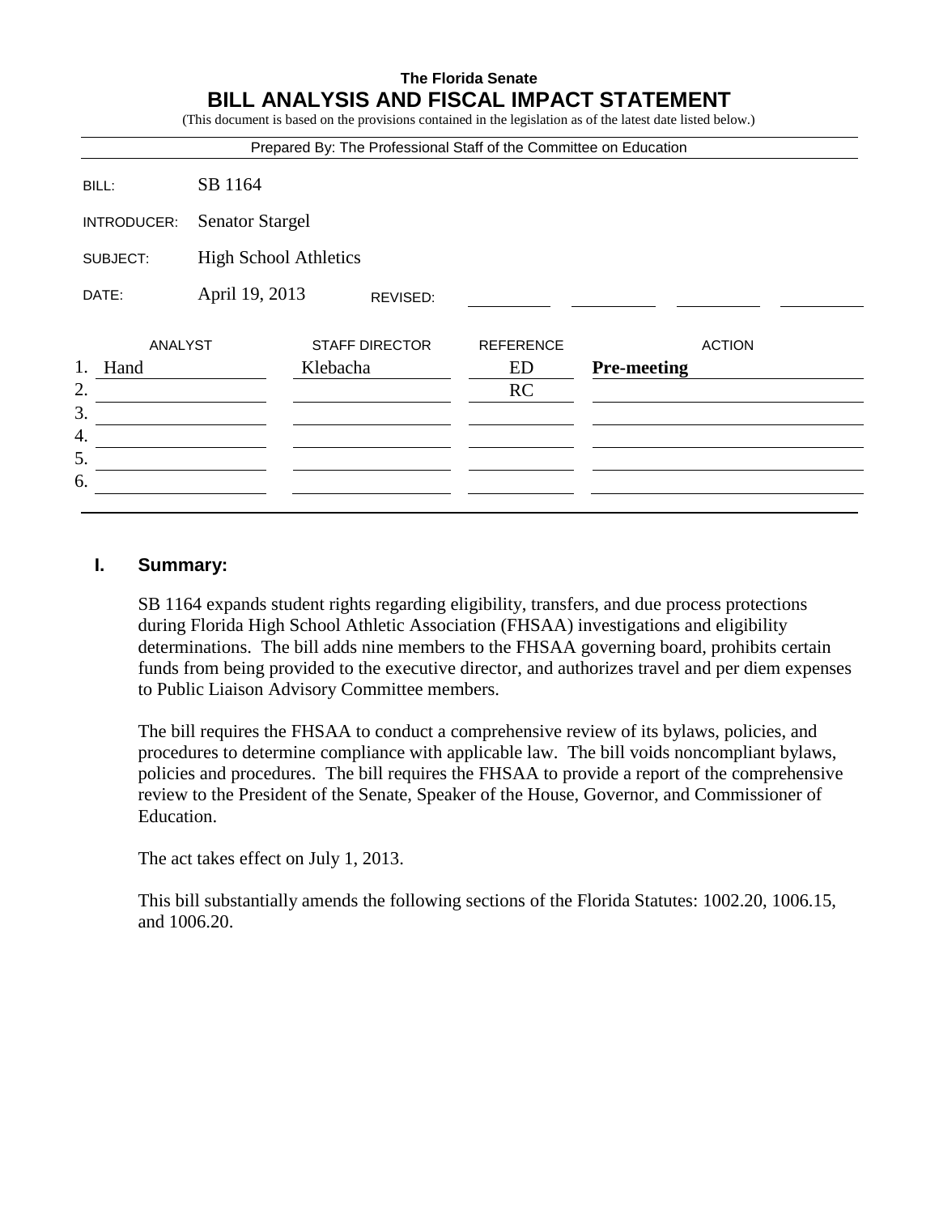**The Florida Senate**

# BILL ANALYSIS AND FISCAL IMPACT STATEMENT

(This document is based on the provisions contained in the legislation as of the latest date listed below.)

Prepared By: The Professional Staff of the Committee on Education

| | |
|---|---|
| BILL: | SB 1164 |
| INTRODUCER: | Senator Stargel |
| SUBJECT: | High School Athletics |
| DATE: | April 19, 2013 REVISED: |

| | ANALYST | STAFF DIRECTOR | REFERENCE | ACTION |
|---|---|---|---|---|
| 1. | Hand | Klebacha | ED | **Pre-meeting** |
| 2. | | | RC | |
| 3. | | | | |
| 4. | | | | |
| 5. | | | | |
| 6. | | | | |

## I. Summary:

SB 1164 expands student rights regarding eligibility, transfers, and due process protections during Florida High School Athletic Association (FHSAA) investigations and eligibility determinations. The bill adds nine members to the FHSAA governing board, prohibits certain funds from being provided to the executive director, and authorizes travel and per diem expenses to Public Liaison Advisory Committee members.

The bill requires the FHSAA to conduct a comprehensive review of its bylaws, policies, and procedures to determine compliance with applicable law. The bill voids noncompliant bylaws, policies and procedures. The bill requires the FHSAA to provide a report of the comprehensive review to the President of the Senate, Speaker of the House, Governor, and Commissioner of Education.

The act takes effect on July 1, 2013.

This bill substantially amends the following sections of the Florida Statutes: 1002.20, 1006.15, and 1006.20.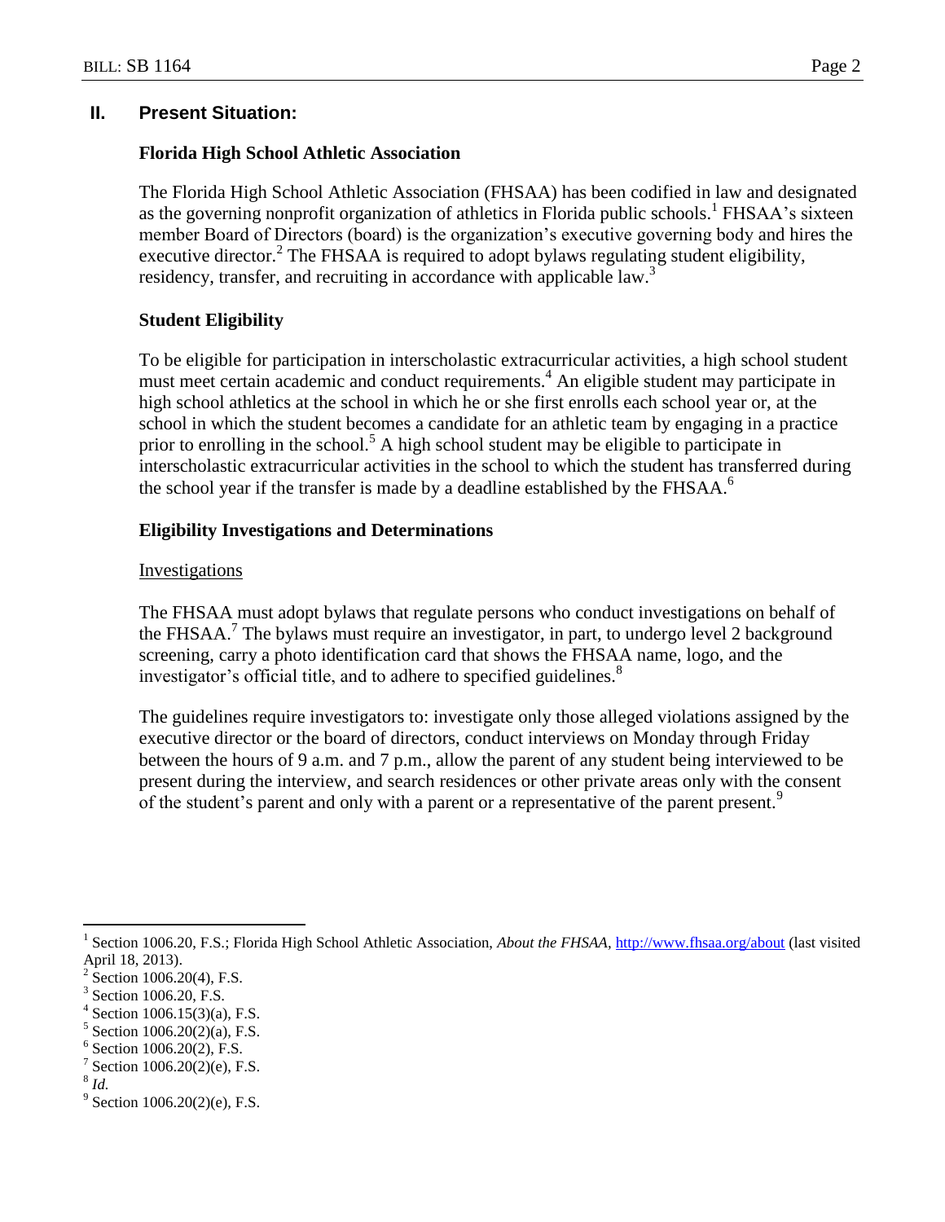## II. Present Situation:

### Florida High School Athletic Association

The Florida High School Athletic Association (FHSAA) has been codified in law and designated as the governing nonprofit organization of athletics in Florida public schools.[1] FHSAA's sixteen member Board of Directors (board) is the organization's executive governing body and hires the executive director.[2] The FHSAA is required to adopt bylaws regulating student eligibility, residency, transfer, and recruiting in accordance with applicable law.[3]

### Student Eligibility

To be eligible for participation in interscholastic extracurricular activities, a high school student must meet certain academic and conduct requirements.[4] An eligible student may participate in high school athletics at the school in which he or she first enrolls each school year or, at the school in which the student becomes a candidate for an athletic team by engaging in a practice prior to enrolling in the school.[5] A high school student may be eligible to participate in interscholastic extracurricular activities in the school to which the student has transferred during the school year if the transfer is made by a deadline established by the FHSAA.[6]

### Eligibility Investigations and Determinations

Investigations

The FHSAA must adopt bylaws that regulate persons who conduct investigations on behalf of the FHSAA.[7] The bylaws must require an investigator, in part, to undergo level 2 background screening, carry a photo identification card that shows the FHSAA name, logo, and the investigator's official title, and to adhere to specified guidelines.[8]

The guidelines require investigators to: investigate only those alleged violations assigned by the executive director or the board of directors, conduct interviews on Monday through Friday between the hours of 9 a.m. and 7 p.m., allow the parent of any student being interviewed to be present during the interview, and search residences or other private areas only with the consent of the student's parent and only with a parent or a representative of the parent present.[9]

---

[1] Section 1006.20, F.S.; Florida High School Athletic Association, *About the FHSAA*, http://www.fhsaa.org/about (last visited April 18, 2013).

[2] Section 1006.20(4), F.S.

[3] Section 1006.20, F.S.

[4] Section 1006.15(3)(a), F.S.

[5] Section 1006.20(2)(a), F.S.

[6] Section 1006.20(2), F.S.

[7] Section 1006.20(2)(e), F.S.

[8] *Id.*

[9] Section 1006.20(2)(e), F.S.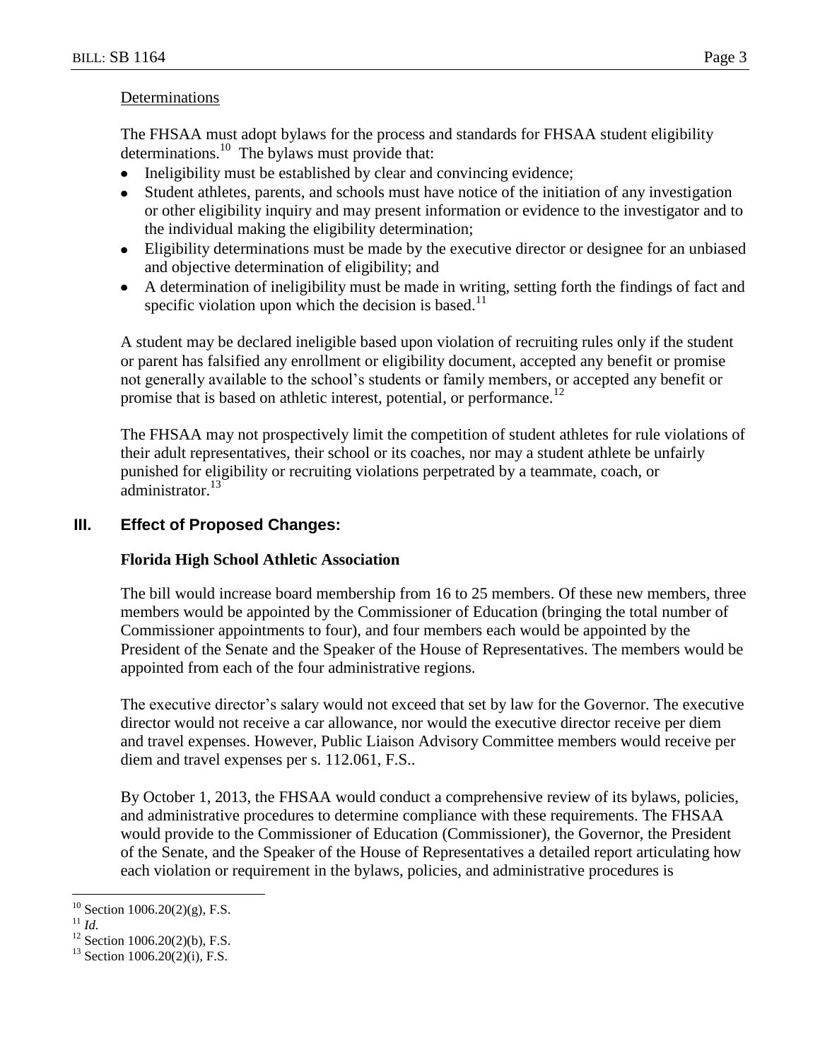Determinations

The FHSAA must adopt bylaws for the process and standards for FHSAA student eligibility determinations.[10] The bylaws must provide that:

- Ineligibility must be established by clear and convincing evidence;
- Student athletes, parents, and schools must have notice of the initiation of any investigation or other eligibility inquiry and may present information or evidence to the investigator and to the individual making the eligibility determination;
- Eligibility determinations must be made by the executive director or designee for an unbiased and objective determination of eligibility; and
- A determination of ineligibility must be made in writing, setting forth the findings of fact and specific violation upon which the decision is based.[11]

A student may be declared ineligible based upon violation of recruiting rules only if the student or parent has falsified any enrollment or eligibility document, accepted any benefit or promise not generally available to the school's students or family members, or accepted any benefit or promise that is based on athletic interest, potential, or performance.[12]

The FHSAA may not prospectively limit the competition of student athletes for rule violations of their adult representatives, their school or its coaches, nor may a student athlete be unfairly punished for eligibility or recruiting violations perpetrated by a teammate, coach, or administrator.[13]

## III. Effect of Proposed Changes:

**Florida High School Athletic Association**

The bill would increase board membership from 16 to 25 members. Of these new members, three members would be appointed by the Commissioner of Education (bringing the total number of Commissioner appointments to four), and four members each would be appointed by the President of the Senate and the Speaker of the House of Representatives. The members would be appointed from each of the four administrative regions.

The executive director's salary would not exceed that set by law for the Governor. The executive director would not receive a car allowance, nor would the executive director receive per diem and travel expenses. However, Public Liaison Advisory Committee members would receive per diem and travel expenses per s. 112.061, F.S..

By October 1, 2013, the FHSAA would conduct a comprehensive review of its bylaws, policies, and administrative procedures to determine compliance with these requirements. The FHSAA would provide to the Commissioner of Education (Commissioner), the Governor, the President of the Senate, and the Speaker of the House of Representatives a detailed report articulating how each violation or requirement in the bylaws, policies, and administrative procedures is

---

[10] Section 1006.20(2)(g), F.S.

[11] *Id.*

[12] Section 1006.20(2)(b), F.S.

[13] Section 1006.20(2)(i), F.S.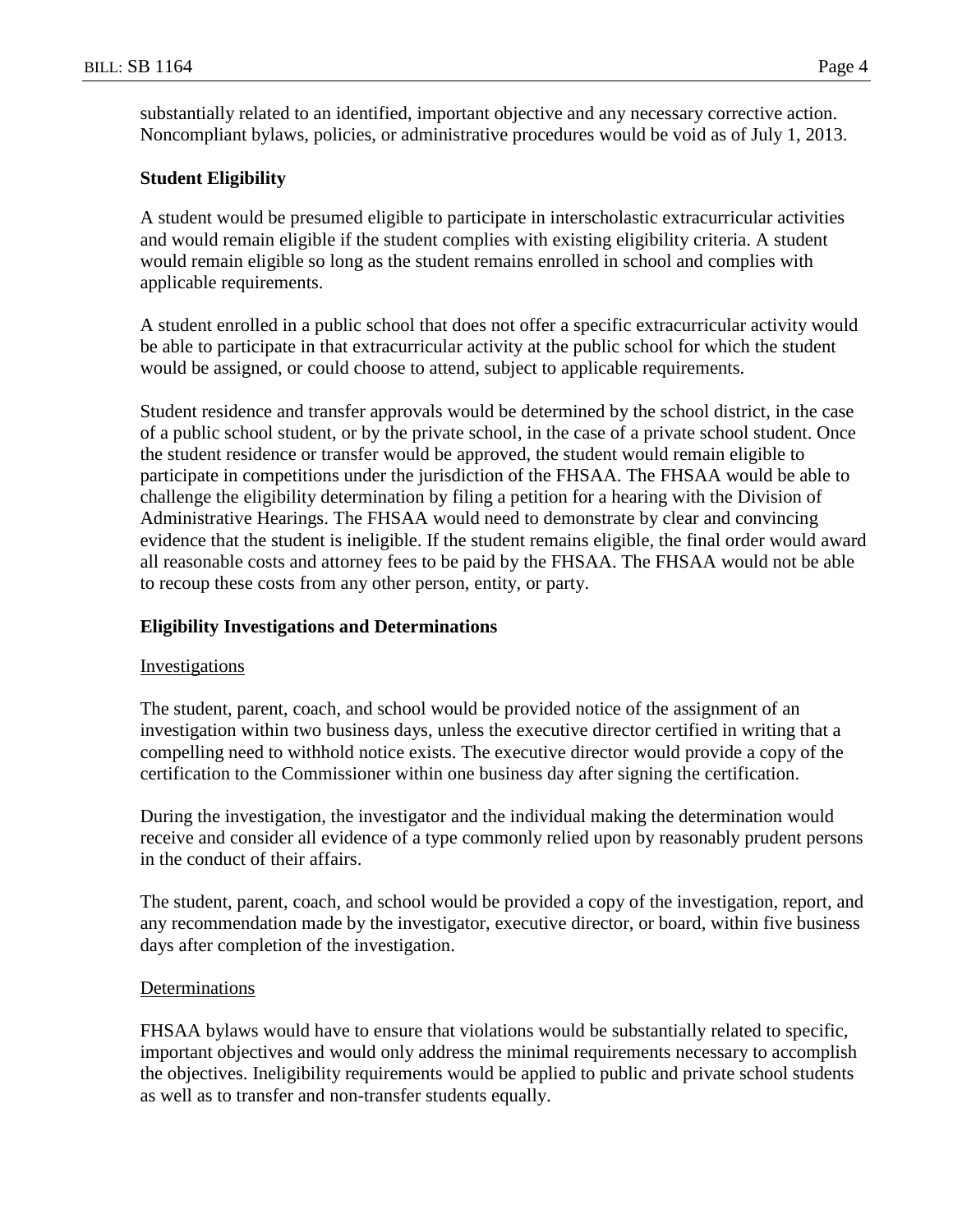substantially related to an identified, important objective and any necessary corrective action. Noncompliant bylaws, policies, or administrative procedures would be void as of July 1, 2013.

**Student Eligibility**

A student would be presumed eligible to participate in interscholastic extracurricular activities and would remain eligible if the student complies with existing eligibility criteria. A student would remain eligible so long as the student remains enrolled in school and complies with applicable requirements.

A student enrolled in a public school that does not offer a specific extracurricular activity would be able to participate in that extracurricular activity at the public school for which the student would be assigned, or could choose to attend, subject to applicable requirements.

Student residence and transfer approvals would be determined by the school district, in the case of a public school student, or by the private school, in the case of a private school student. Once the student residence or transfer would be approved, the student would remain eligible to participate in competitions under the jurisdiction of the FHSAA. The FHSAA would be able to challenge the eligibility determination by filing a petition for a hearing with the Division of Administrative Hearings. The FHSAA would need to demonstrate by clear and convincing evidence that the student is ineligible. If the student remains eligible, the final order would award all reasonable costs and attorney fees to be paid by the FHSAA. The FHSAA would not be able to recoup these costs from any other person, entity, or party.

**Eligibility Investigations and Determinations**

Investigations

The student, parent, coach, and school would be provided notice of the assignment of an investigation within two business days, unless the executive director certified in writing that a compelling need to withhold notice exists. The executive director would provide a copy of the certification to the Commissioner within one business day after signing the certification.

During the investigation, the investigator and the individual making the determination would receive and consider all evidence of a type commonly relied upon by reasonably prudent persons in the conduct of their affairs.

The student, parent, coach, and school would be provided a copy of the investigation, report, and any recommendation made by the investigator, executive director, or board, within five business days after completion of the investigation.

Determinations

FHSAA bylaws would have to ensure that violations would be substantially related to specific, important objectives and would only address the minimal requirements necessary to accomplish the objectives. Ineligibility requirements would be applied to public and private school students as well as to transfer and non-transfer students equally.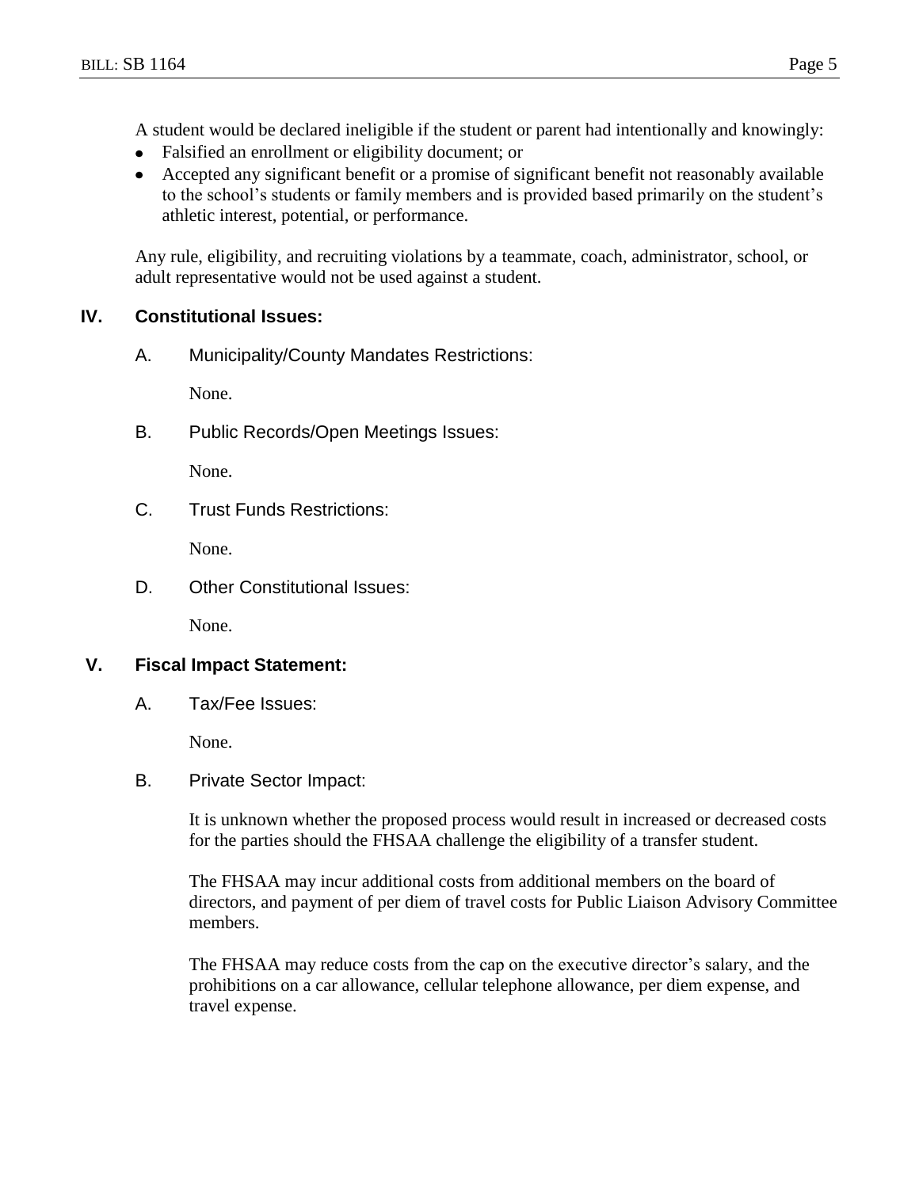A student would be declared ineligible if the student or parent had intentionally and knowingly:

- Falsified an enrollment or eligibility document; or
- Accepted any significant benefit or a promise of significant benefit not reasonably available to the school's students or family members and is provided based primarily on the student's athletic interest, potential, or performance.

Any rule, eligibility, and recruiting violations by a teammate, coach, administrator, school, or adult representative would not be used against a student.

## IV. Constitutional Issues:

### A. Municipality/County Mandates Restrictions:

None.

### B. Public Records/Open Meetings Issues:

None.

### C. Trust Funds Restrictions:

None.

### D. Other Constitutional Issues:

None.

## V. Fiscal Impact Statement:

### A. Tax/Fee Issues:

None.

### B. Private Sector Impact:

It is unknown whether the proposed process would result in increased or decreased costs for the parties should the FHSAA challenge the eligibility of a transfer student.

The FHSAA may incur additional costs from additional members on the board of directors, and payment of per diem of travel costs for Public Liaison Advisory Committee members.

The FHSAA may reduce costs from the cap on the executive director's salary, and the prohibitions on a car allowance, cellular telephone allowance, per diem expense, and travel expense.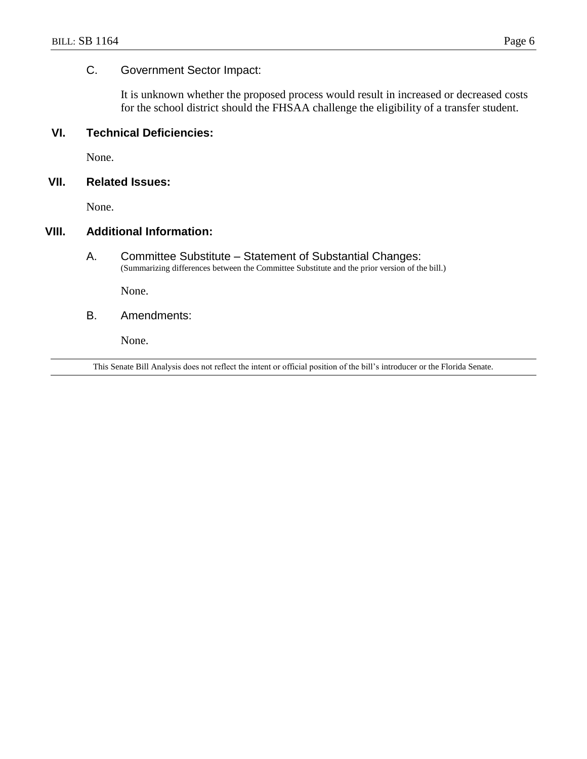### C. Government Sector Impact:

It is unknown whether the proposed process would result in increased or decreased costs for the school district should the FHSAA challenge the eligibility of a transfer student.

## VI. Technical Deficiencies:

None.

## VII. Related Issues:

None.

## VIII. Additional Information:

### A. Committee Substitute – Statement of Substantial Changes:

(Summarizing differences between the Committee Substitute and the prior version of the bill.)

None.

### B. Amendments:

None.

This Senate Bill Analysis does not reflect the intent or official position of the bill's introducer or the Florida Senate.